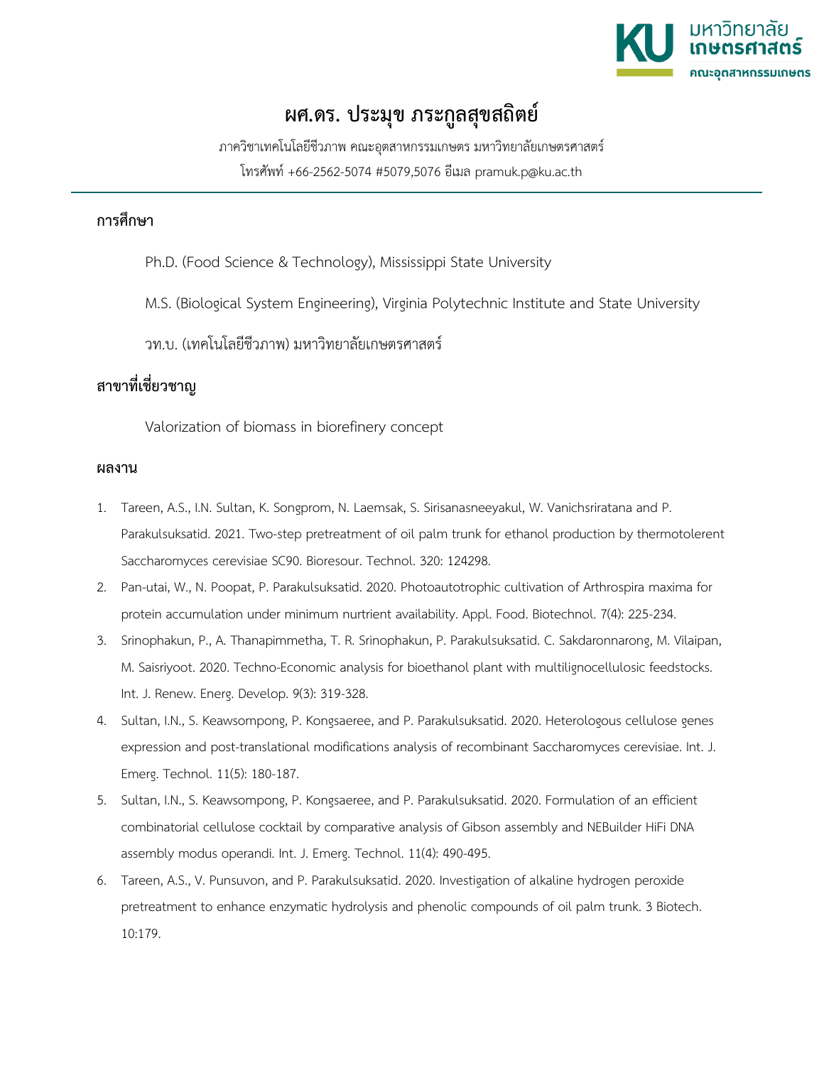# ผศ.ดร. ประมุข ภระกูลสุขสถิตย์

ภาควิชาเทคโนโลยีชีวภาพ คณะอุตสาหกรรมเกษตร มหาวิทยาลัยเกษตรศาสตร์

โทรศัพท์ +66-2562-5074 #5079,5076 อีเมล pramuk.p@ku.ac.th

## การศึกษา

Ph.D. (Food Science & Technology), Mississippi State University

M.S. (Biological System Engineering), Virginia Polytechnic Institute and State University

วท.บ. (เทคโนโลยีชีวภาพ) มหาวิทยาลัยเกษตรศาสตร์

## สาขาที่เชี่ยวชาญ

Valorization of biomass in biorefinery concept

## ผลงาน

1. Tareen, A.S., I.N. Sultan, K. Songprom, N. Laemsak, S. Sirisanasneeyakul, W. Vanichsriratana and P. Parakulsuksatid. 2021. Two-step pretreatment of oil palm trunk for ethanol production by thermotolerent Saccharomyces cerevisiae SC90. Bioresour. Technol. 320: 124298.
2. Pan-utai, W., N. Poopat, P. Parakulsuksatid. 2020. Photoautotrophic cultivation of Arthrospira maxima for protein accumulation under minimum nurtrient availability. Appl. Food. Biotechnol. 7(4): 225-234.
3. Srinophakun, P., A. Thanapimmetha, T. R. Srinophakun, P. Parakulsuksatid. C. Sakdaronnarong, M. Vilaipan, M. Saisriyoot. 2020. Techno-Economic analysis for bioethanol plant with multilignocellulosic feedstocks. Int. J. Renew. Energ. Develop. 9(3): 319-328.
4. Sultan, I.N., S. Keawsompong, P. Kongsaeree, and P. Parakulsuksatid. 2020. Heterologous cellulose genes expression and post-translational modifications analysis of recombinant Saccharomyces cerevisiae. Int. J. Emerg. Technol. 11(5): 180-187.
5. Sultan, I.N., S. Keawsompong, P. Kongsaeree, and P. Parakulsuksatid. 2020. Formulation of an efficient combinatorial cellulose cocktail by comparative analysis of Gibson assembly and NEBuilder HiFi DNA assembly modus operandi. Int. J. Emerg. Technol. 11(4): 490-495.
6. Tareen, A.S., V. Punsuvon, and P. Parakulsuksatid. 2020. Investigation of alkaline hydrogen peroxide pretreatment to enhance enzymatic hydrolysis and phenolic compounds of oil palm trunk. 3 Biotech. 10:179.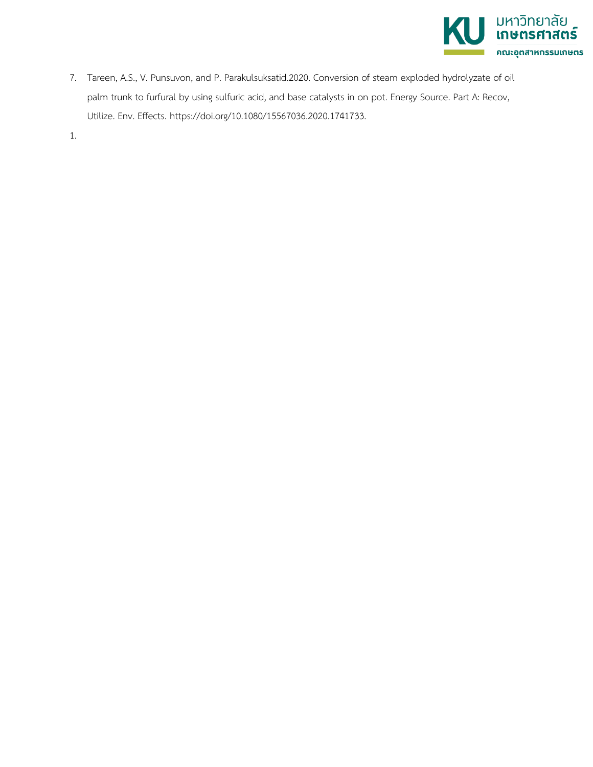7. Tareen, A.S., V. Punsuvon, and P. Parakulsuksatid.2020. Conversion of steam exploded hydrolyzate of oil palm trunk to furfural by using sulfuric acid, and base catalysts in on pot. Energy Source. Part A: Recov, Utilize. Env. Effects. https://doi.org/10.1080/15567036.2020.1741733.

1.